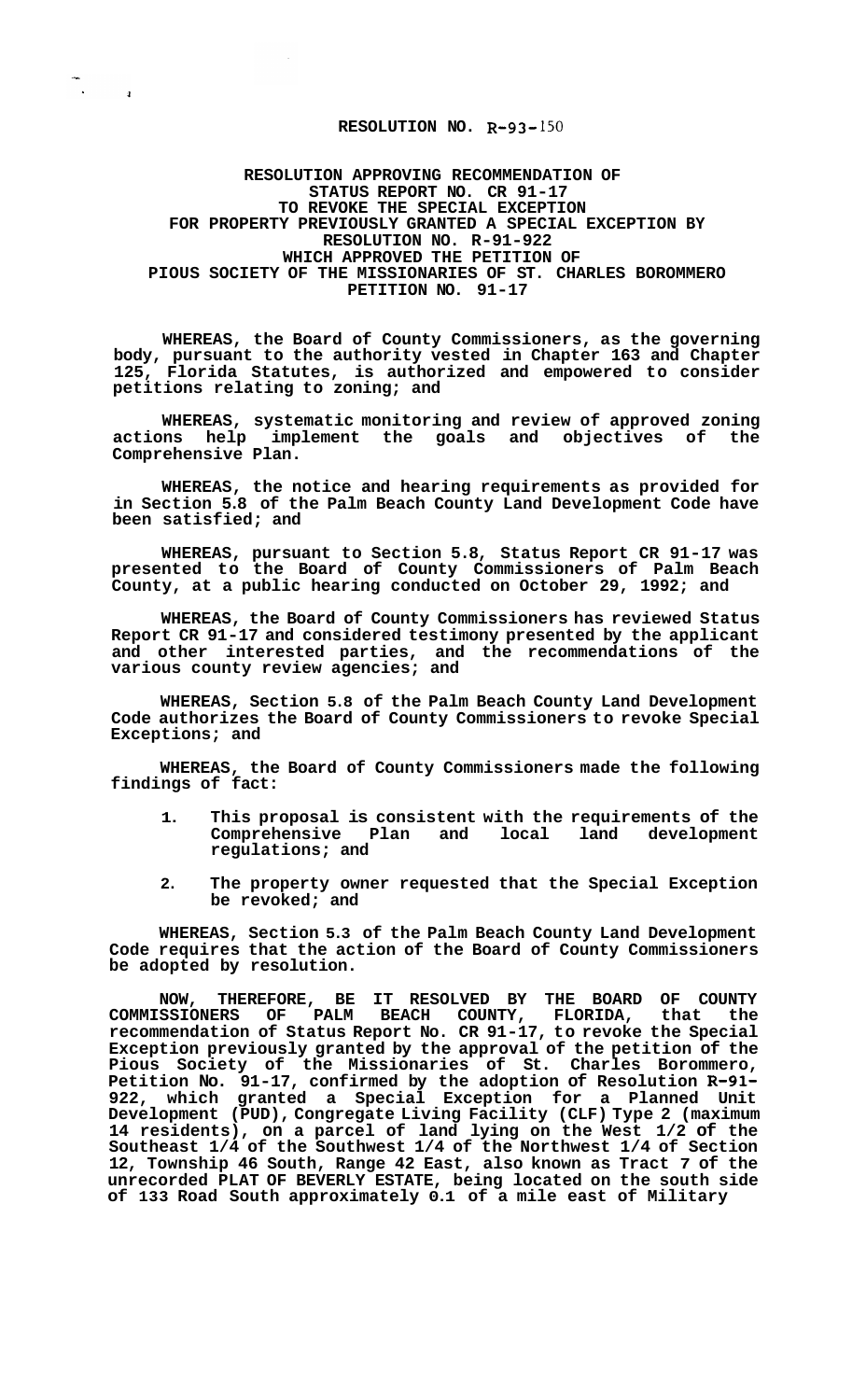**RESOLUTION NO. R-93-150**

**RESOLUTION APPROVING RECOMMENDATION OF STATUS REPORT NO. CR 91-17 TO REVOKE THE SPECIAL EXCEPTION FOR PROPERTY PREVIOUSLY GRANTED A SPECIAL EXCEPTION BY RESOLUTION NO. R-91-922 WHICH APPROVED THE PETITION OF PIOUS SOCIETY OF THE MISSIONARIES OF ST. CHARLES BOROMMERO PETITION NO. 91-17**

**WHEREAS, the Board of County Commissioners, as the governing body, pursuant to the authority vested in Chapter 163 and Chapter 125, Florida Statutes, is authorized and empowered to consider petitions relating to zoning; and**

**WHEREAS, systematic monitoring and review of approved zoning actions help implement the goals and objectives of the Comprehensive Plan.**

**WHEREAS, the notice and hearing requirements as provided for in Section 5.8 of the Palm Beach County Land Development Code have been satisfied; and**

**WHEREAS, pursuant to Section 5.8, Status Report CR 91-17 was presented to the Board of County Commissioners of Palm Beach County, at a public hearing conducted on October 29, 1992; and**

**WHEREAS, the Board of County Commissioners has reviewed Status Report CR 91-17 and considered testimony presented by the applicant and other interested parties, and the recommendations of the various county review agencies; and**

**WHEREAS, Section 5.8 of the Palm Beach County Land Development Code authorizes the Board of County Commissioners to revoke Special Exceptions; and**

**WHEREAS, the Board of County Commissioners made the following findings of fact:**

1. **This proposal is consistent with the requirements of the Comprehensive Plan and local land development regulations; and**
2. **The property owner requested that the Special Exception be revoked; and**

**WHEREAS, Section 5.3 of the Palm Beach County Land Development Code requires that the action of the Board of County Commissioners be adopted by resolution.**

**NOW, THEREFORE, BE IT RESOLVED BY THE BOARD OF COUNTY COMMISSIONERS OF PALM BEACH COUNTY, FLORIDA, that the recommendation of Status Report No. CR 91-17, to revoke the Special Exception previously granted by the approval of the petition of the Pious Society of the Missionaries of St. Charles Borommero, Petition No. 91-17, confirmed by the adoption of Resolution R-91-922, which granted a Special Exception for a Planned Unit Development (PUD), Congregate Living Facility (CLF) Type 2 (maximum 14 residents), on a parcel of land lying on the West 1/2 of the Southeast 1/4 of the Southwest 1/4 of the Northwest 1/4 of Section 12, Township 46 South, Range 42 East, also known as Tract 7 of the unrecorded PLAT OF BEVERLY ESTATE, being located on the south side of 133 Road South approximately 0.1 of a mile east of Military**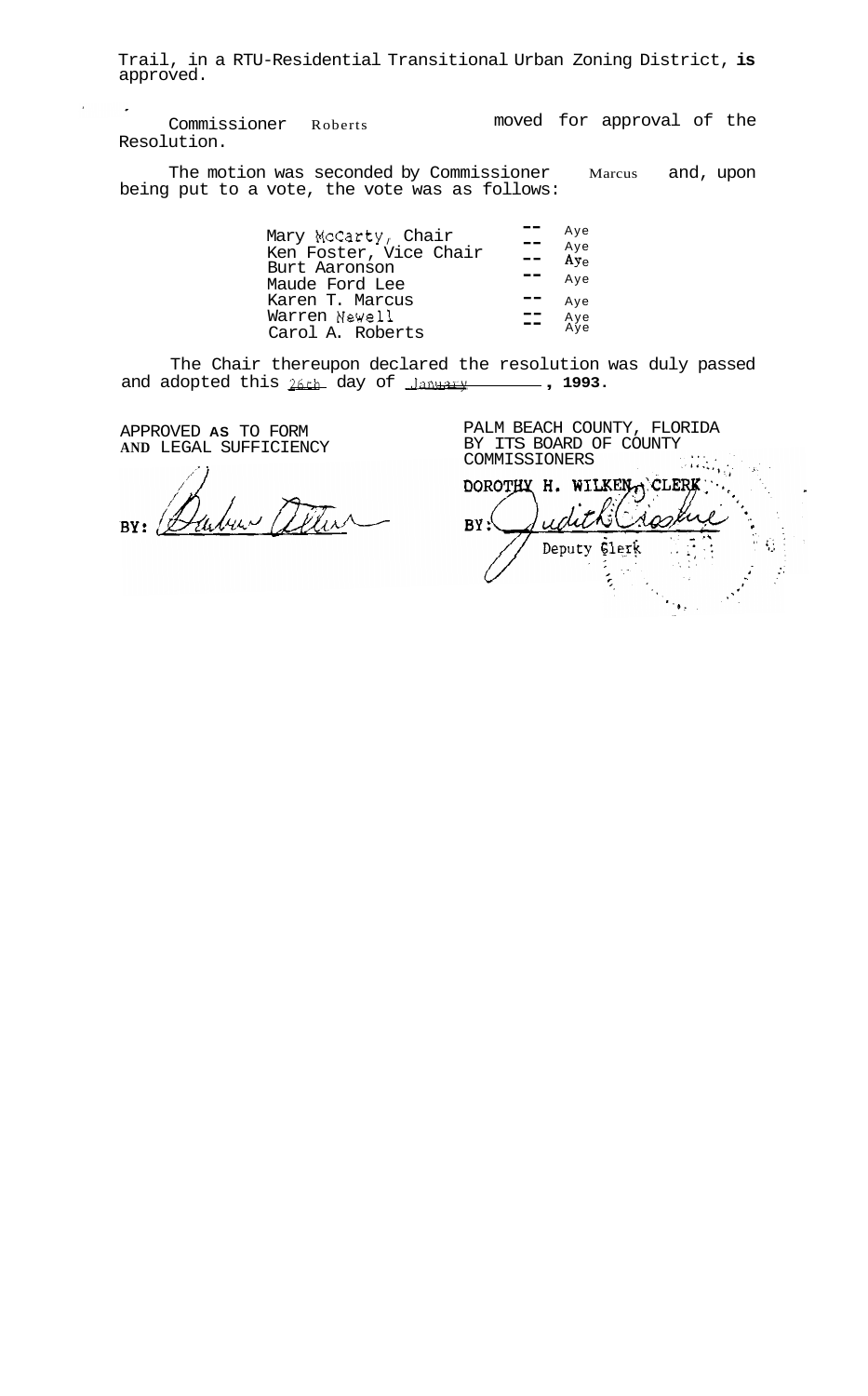Trail, in a RTU-Residential Transitional Urban Zoning District, **is** approved.

Commissioner Roberts moved for approval of the Resolution.

The motion was seconded by Commissioner Marcus and, upon being put to a vote, the vote was as follows:

| | | |
|---|---|---|
| Mary McCarty, Chair | -- | Aye |
| Ken Foster, Vice Chair | -- | Aye |
| Burt Aaronson | -- | Aye |
| Maude Ford Lee | -- | Aye |
| Karen T. Marcus | -- | Aye |
| Warren Newell | -- | Aye |
| Carol A. Roberts | -- | Aye |

The Chair thereupon declared the resolution was duly passed and adopted this 26th day of January, **1993**.

APPROVED **AS** TO FORM **AND** LEGAL SUFFICIENCY

BY: ______________________

PALM BEACH COUNTY, FLORIDA
BY ITS BOARD OF COUNTY COMMISSIONERS

DOROTHY H. WILKEN, CLERK

BY: ______________________
Deputy Clerk